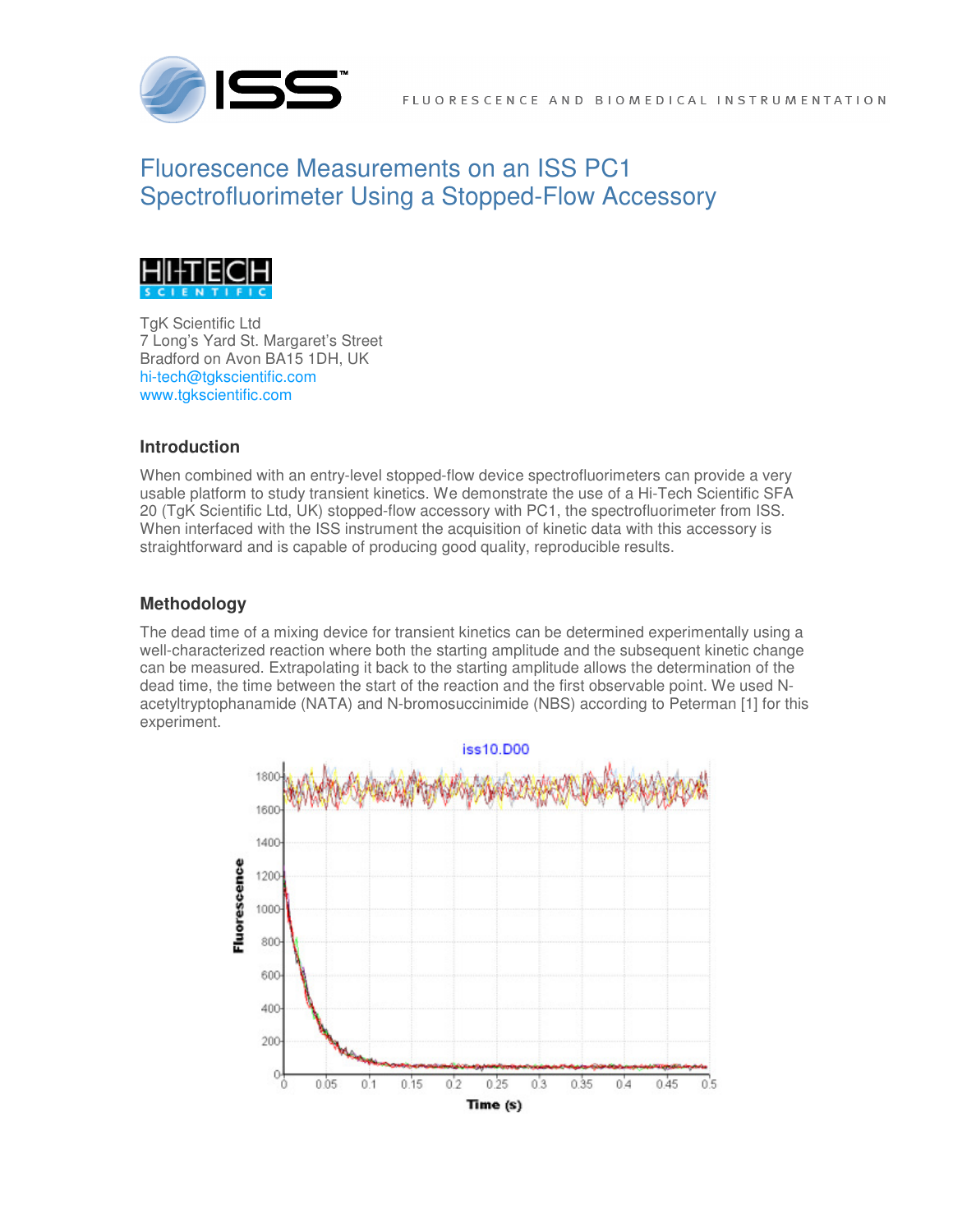FLUORESCENCE AND BIOMEDICAL INSTRUMENTATION

# Fluorescence Measurements on an ISS PC1 Spectrofluorimeter Using a Stopped-Flow Accessory

HI-TECH SCIENTIFIC

TgK Scientific Ltd
7 Long's Yard St. Margaret's Street
Bradford on Avon BA15 1DH, UK
hi-tech@tgkscientific.com
www.tgkscientific.com

## Introduction

When combined with an entry-level stopped-flow device spectrofluorimeters can provide a very usable platform to study transient kinetics. We demonstrate the use of a Hi-Tech Scientific SFA 20 (TgK Scientific Ltd, UK) stopped-flow accessory with PC1, the spectrofluorimeter from ISS. When interfaced with the ISS instrument the acquisition of kinetic data with this accessory is straightforward and is capable of producing good quality, reproducible results.

## Methodology

The dead time of a mixing device for transient kinetics can be determined experimentally using a well-characterized reaction where both the starting amplitude and the subsequent kinetic change can be measured. Extrapolating it back to the starting amplitude allows the determination of the dead time, the time between the start of the reaction and the first observable point. We used N-acetyltryptophanamide (NATA) and N-bromosuccinimide (NBS) according to Peterman [1] for this experiment.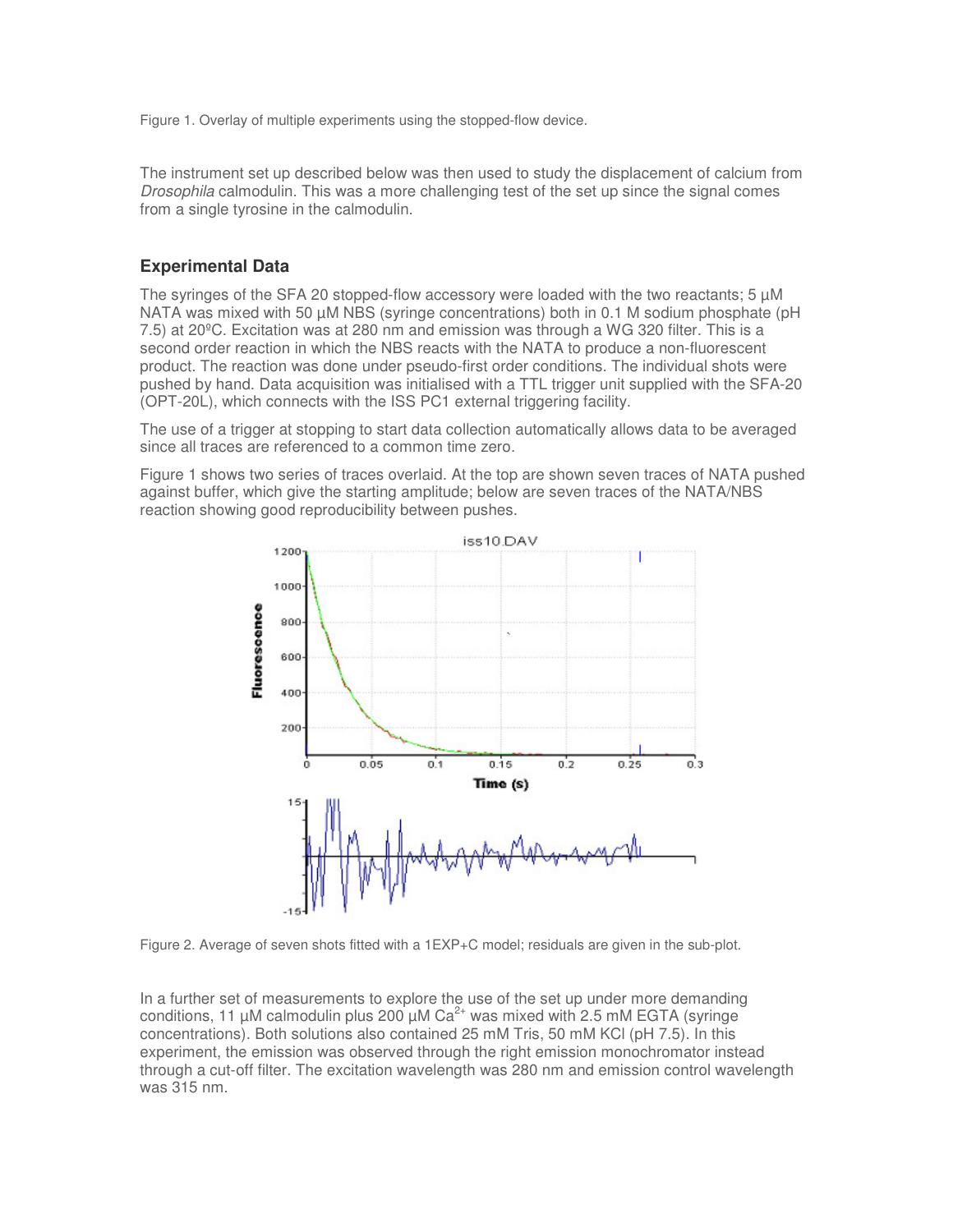Figure 1. Overlay of multiple experiments using the stopped-flow device.

The instrument set up described below was then used to study the displacement of calcium from *Drosophila* calmodulin. This was a more challenging test of the set up since the signal comes from a single tyrosine in the calmodulin.

### Experimental Data

The syringes of the SFA 20 stopped-flow accessory were loaded with the two reactants; 5 µM NATA was mixed with 50 µM NBS (syringe concentrations) both in 0.1 M sodium phosphate (pH 7.5) at 20ºC. Excitation was at 280 nm and emission was through a WG 320 filter. This is a second order reaction in which the NBS reacts with the NATA to produce a non-fluorescent product. The reaction was done under pseudo-first order conditions. The individual shots were pushed by hand. Data acquisition was initialised with a TTL trigger unit supplied with the SFA-20 (OPT-20L), which connects with the ISS PC1 external triggering facility.

The use of a trigger at stopping to start data collection automatically allows data to be averaged since all traces are referenced to a common time zero.

Figure 1 shows two series of traces overlaid. At the top are shown seven traces of NATA pushed against buffer, which give the starting amplitude; below are seven traces of the NATA/NBS reaction showing good reproducibility between pushes.

Figure 2. Average of seven shots fitted with a 1EXP+C model; residuals are given in the sub-plot.

In a further set of measurements to explore the use of the set up under more demanding conditions, 11 µM calmodulin plus 200 µM $Ca^{2+}$ was mixed with 2.5 mM EGTA (syringe concentrations). Both solutions also contained 25 mM Tris, 50 mM KCl (pH 7.5). In this experiment, the emission was observed through the right emission monochromator instead through a cut-off filter. The excitation wavelength was 280 nm and emission control wavelength was 315 nm.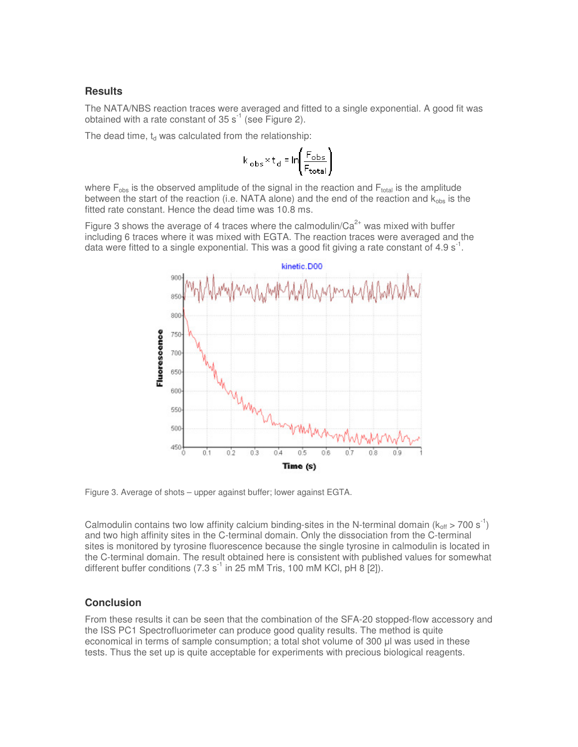## Results

The NATA/NBS reaction traces were averaged and fitted to a single exponential. A good fit was obtained with a rate constant of 35 $s^{-1}$ (see Figure 2).

The dead time, $t_d$ was calculated from the relationship:

$$k_{obs} \times t_d = \ln\left(\frac{F_{obs}}{F_{total}}\right)$$

where $F_{obs}$ is the observed amplitude of the signal in the reaction and $F_{total}$ is the amplitude between the start of the reaction (i.e. NATA alone) and the end of the reaction and $k_{obs}$ is the fitted rate constant. Hence the dead time was 10.8 ms.

Figure 3 shows the average of 4 traces where the calmodulin/$Ca^{2+}$ was mixed with buffer including 6 traces where it was mixed with EGTA. The reaction traces were averaged and the data were fitted to a single exponential. This was a good fit giving a rate constant of 4.9 $s^{-1}$.

Figure 3. Average of shots – upper against buffer; lower against EGTA.

Calmodulin contains two low affinity calcium binding-sites in the N-terminal domain ($k_{off}$ > 700 $s^{-1}$) and two high affinity sites in the C-terminal domain. Only the dissociation from the C-terminal sites is monitored by tyrosine fluorescence because the single tyrosine in calmodulin is located in the C-terminal domain. The result obtained here is consistent with published values for somewhat different buffer conditions (7.3 $s^{-1}$ in 25 mM Tris, 100 mM KCl, pH 8 [2]).

## Conclusion

From these results it can be seen that the combination of the SFA-20 stopped-flow accessory and the ISS PC1 Spectrofluorimeter can produce good quality results. The method is quite economical in terms of sample consumption; a total shot volume of 300 µl was used in these tests. Thus the set up is quite acceptable for experiments with precious biological reagents.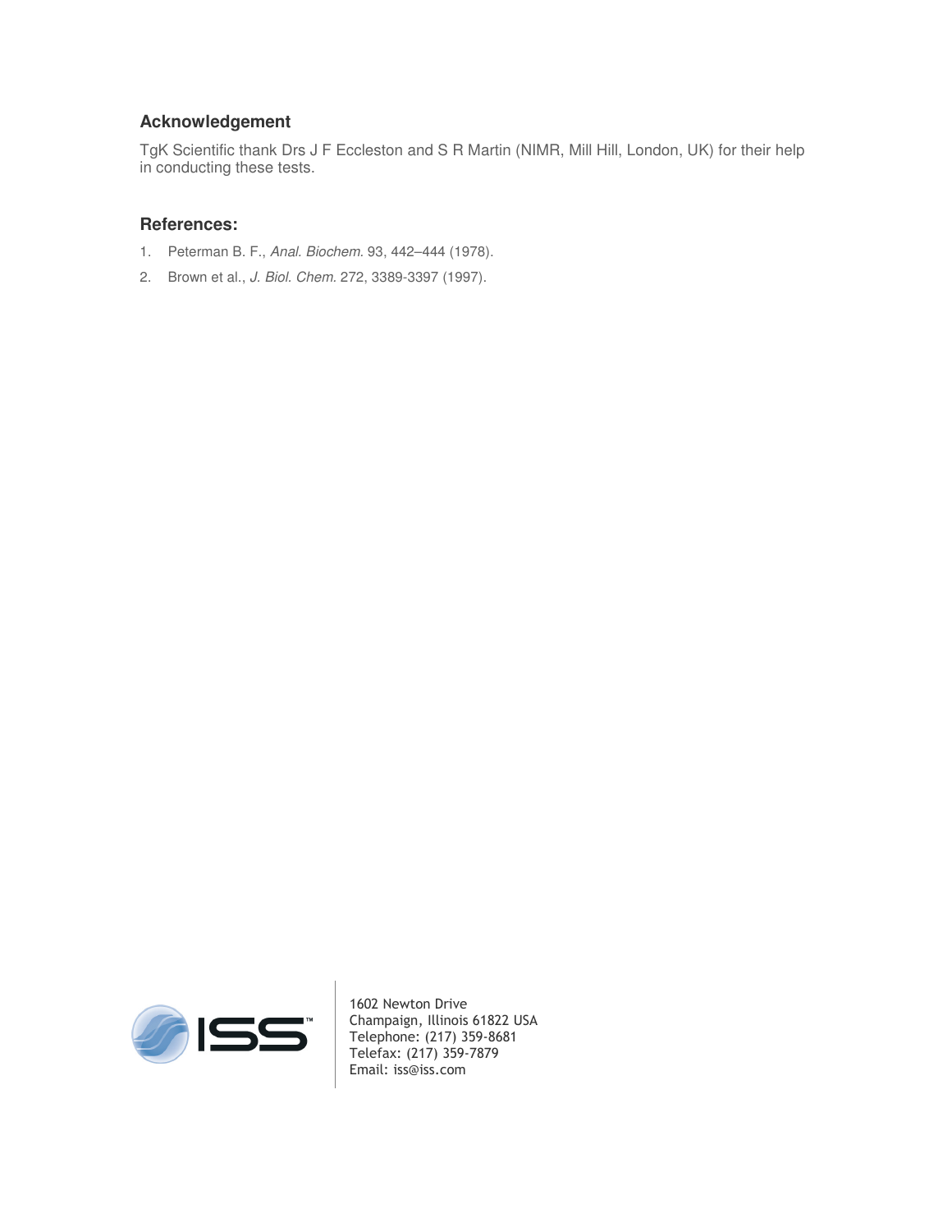## Acknowledgement

TgK Scientific thank Drs J F Eccleston and S R Martin (NIMR, Mill Hill, London, UK) for their help in conducting these tests.

## References:

1. Peterman B. F., *Anal. Biochem.* 93, 442–444 (1978).
2. Brown et al., *J. Biol. Chem.* 272, 3389-3397 (1997).

ISS™

1602 Newton Drive
Champaign, Illinois 61822 USA
Telephone: (217) 359-8681
Telefax: (217) 359-7879
Email: iss@iss.com